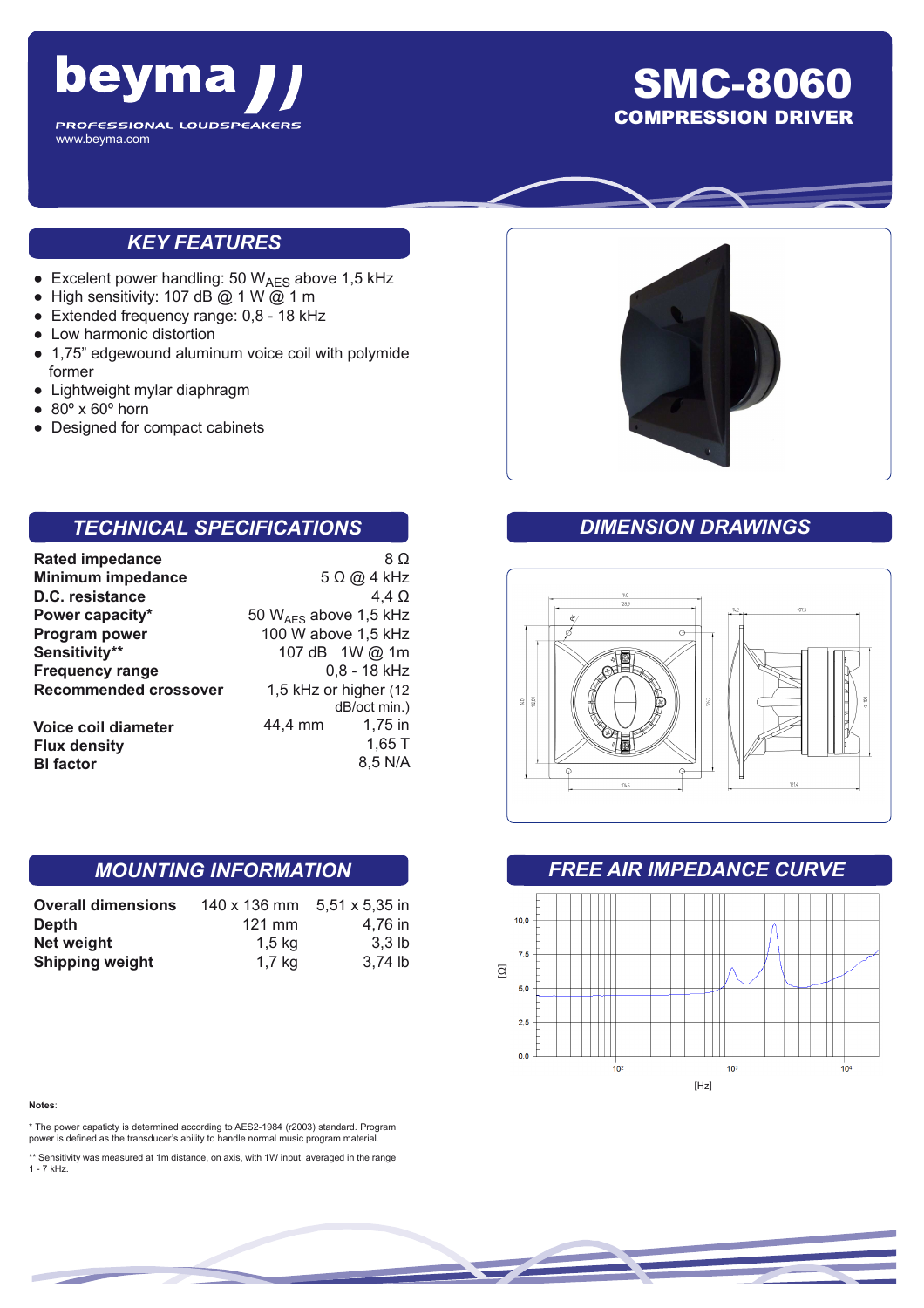# beyma

PROFESSIONAL LOUDSPEAKERS
www.beyma.com

# SMC-8060
## COMPRESSION DRIVER

## KEY FEATURES

- Excelent power handling: 50 $W_{AES}$ above 1,5 kHz
- High sensitivity: 107 dB @ 1 W @ 1 m
- Extended frequency range: 0,8 - 18 kHz
- Low harmonic distortion
- 1,75" edgewound aluminum voice coil with polymide former
- Lightweight mylar diaphragm
- 80º x 60º horn
- Designed for compact cabinets

## TECHNICAL SPECIFICATIONS

| | | |
|---|---|---|
| **Rated impedance** | | 8 Ω |
| **Minimum impedance** | | 5 Ω @ 4 kHz |
| **D.C. resistance** | | 4,4 Ω |
| **Power capacity*** | | 50 $W_{AES}$ above 1,5 kHz |
| **Program power** | | 100 W above 1,5 kHz |
| **Sensitivity**** | | 107 dB 1W @ 1m |
| **Frequency range** | | 0,8 - 18 kHz |
| **Recommended crossover** | | 1,5 kHz or higher (12 dB/oct min.) |
| **Voice coil diameter** | 44,4 mm | 1,75 in |
| **Flux density** | | 1,65 T |
| **Bl factor** | | 8,5 N/A |

## DIMENSION DRAWINGS

## MOUNTING INFORMATION

| | | |
|---|---|---|
| **Overall dimensions** | 140 x 136 mm | 5,51 x 5,35 in |
| **Depth** | 121 mm | 4,76 in |
| **Net weight** | 1,5 kg | 3,3 lb |
| **Shipping weight** | 1,7 kg | 3,74 lb |

## FREE AIR IMPEDANCE CURVE

**Notes**:

* The power capaticty is determined according to AES2-1984 (r2003) standard. Program power is defined as the transducer's ability to handle normal music program material.

** Sensitivity was measured at 1m distance, on axis, with 1W input, averaged in the range 1 - 7 kHz.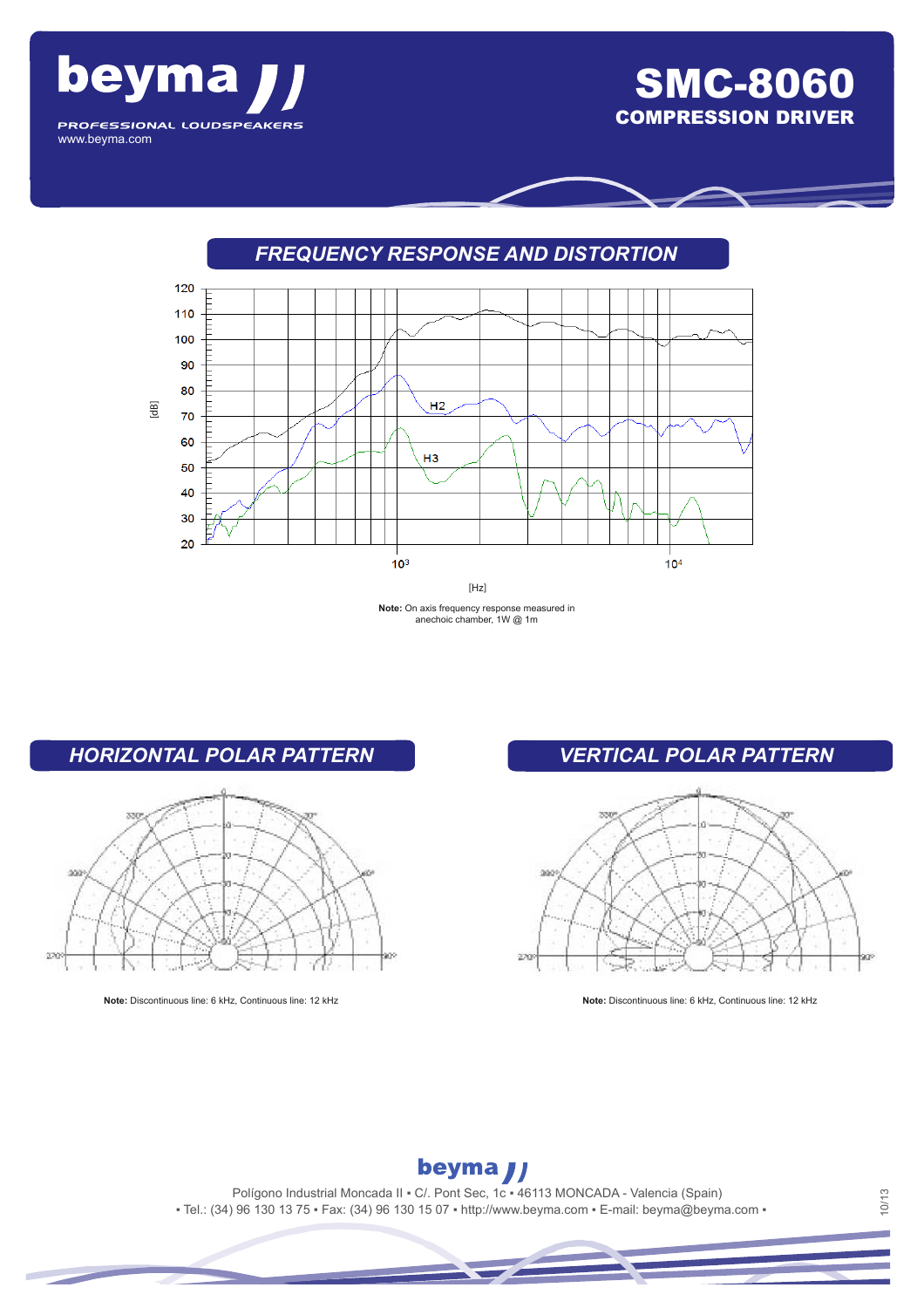beyma

PROFESSIONAL LOUDSPEAKERS

www.beyma.com

# SMC-8060

## COMPRESSION DRIVER

## FREQUENCY RESPONSE AND DISTORTION

120
110
100
90
80
70
60
50
40
30
20

[dB]

H2

H3

$10^3$

$10^4$

[Hz]

**Note:** On axis frequency response measured in anechoic chamber, 1W @ 1m

## HORIZONTAL POLAR PATTERN

**Note:** Discontinuous line: 6 kHz, Continuous line: 12 kHz

## VERTICAL POLAR PATTERN

**Note:** Discontinuous line: 6 kHz, Continuous line: 12 kHz

beyma

Polígono Industrial Moncada II ▪ C/. Pont Sec, 1c ▪ 46113 MONCADA - Valencia (Spain)
▪ Tel.: (34) 96 130 13 75 ▪ Fax: (34) 96 130 15 07 ▪ http://www.beyma.com ▪ E-mail: beyma@beyma.com ▪

10/13